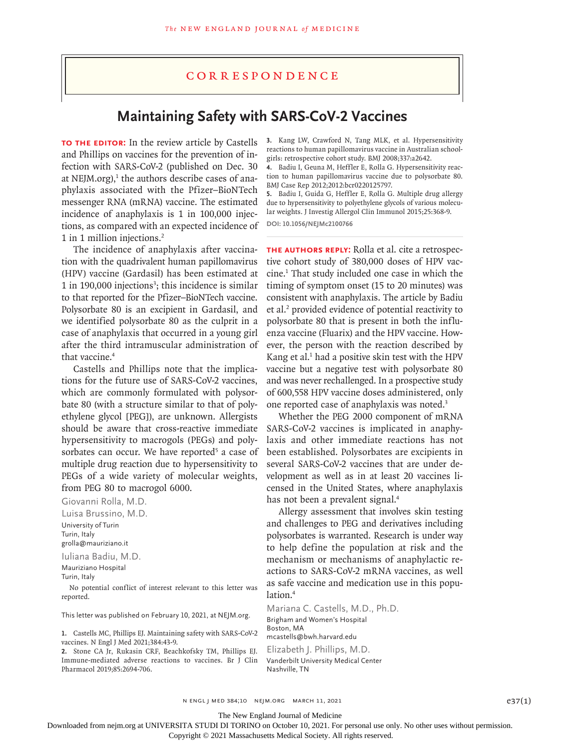# Correspondence

## Maintaining Safety with SARS-CoV-2 Vaccines

**TO THE EDITOR:** In the review article by Castells and Phillips on vaccines for the prevention of infection with SARS-CoV-2 (published on Dec. 30 at NEJM.org),[1] the authors describe cases of anaphylaxis associated with the Pfizer–BioNTech messenger RNA (mRNA) vaccine. The estimated incidence of anaphylaxis is 1 in 100,000 injections, as compared with an expected incidence of 1 in 1 million injections.[2]

The incidence of anaphylaxis after vaccination with the quadrivalent human papillomavirus (HPV) vaccine (Gardasil) has been estimated at 1 in 190,000 injections[3]; this incidence is similar to that reported for the Pfizer–BioNTech vaccine. Polysorbate 80 is an excipient in Gardasil, and we identified polysorbate 80 as the culprit in a case of anaphylaxis that occurred in a young girl after the third intramuscular administration of that vaccine.[4]

Castells and Phillips note that the implications for the future use of SARS-CoV-2 vaccines, which are commonly formulated with polysorbate 80 (with a structure similar to that of polyethylene glycol [PEG]), are unknown. Allergists should be aware that cross-reactive immediate hypersensitivity to macrogols (PEGs) and polysorbates can occur. We have reported[5] a case of multiple drug reaction due to hypersensitivity to PEGs of a wide variety of molecular weights, from PEG 80 to macrogol 6000.

Giovanni Rolla, M.D.
Luisa Brussino, M.D.
University of Turin
Turin, Italy
grolla@mauriziano.it

Iuliana Badiu, M.D.
Mauriziano Hospital
Turin, Italy

No potential conflict of interest relevant to this letter was reported.

This letter was published on February 10, 2021, at NEJM.org.

1. Castells MC, Phillips EJ. Maintaining safety with SARS-CoV-2 vaccines. N Engl J Med 2021;384:43-9.
2. Stone CA Jr, Rukasin CRF, Beachkofsky TM, Phillips EJ. Immune-mediated adverse reactions to vaccines. Br J Clin Pharmacol 2019;85:2694-706.
3. Kang LW, Crawford N, Tang MLK, et al. Hypersensitivity reactions to human papillomavirus vaccine in Australian schoolgirls: retrospective cohort study. BMJ 2008;337:a2642.
4. Badiu I, Geuna M, Heffler E, Rolla G. Hypersensitivity reaction to human papillomavirus vaccine due to polysorbate 80. BMJ Case Rep 2012;2012:bcr0220125797.
5. Badiu I, Guida G, Heffler E, Rolla G. Multiple drug allergy due to hypersensitivity to polyethylene glycols of various molecular weights. J Investig Allergol Clin Immunol 2015;25:368-9.

DOI: 10.1056/NEJMc2100766

**THE AUTHORS REPLY:** Rolla et al. cite a retrospective cohort study of 380,000 doses of HPV vaccine.[1] That study included one case in which the timing of symptom onset (15 to 20 minutes) was consistent with anaphylaxis. The article by Badiu et al.[2] provided evidence of potential reactivity to polysorbate 80 that is present in both the influenza vaccine (Fluarix) and the HPV vaccine. However, the person with the reaction described by Kang et al.[1] had a positive skin test with the HPV vaccine but a negative test with polysorbate 80 and was never rechallenged. In a prospective study of 600,558 HPV vaccine doses administered, only one reported case of anaphylaxis was noted.[3]

Whether the PEG 2000 component of mRNA SARS-CoV-2 vaccines is implicated in anaphylaxis and other immediate reactions has not been established. Polysorbates are excipients in several SARS-CoV-2 vaccines that are under development as well as in at least 20 vaccines licensed in the United States, where anaphylaxis has not been a prevalent signal.[4]

Allergy assessment that involves skin testing and challenges to PEG and derivatives including polysorbates is warranted. Research is under way to help define the population at risk and the mechanism or mechanisms of anaphylactic reactions to SARS-CoV-2 mRNA vaccines, as well as safe vaccine and medication use in this population.[4]

Mariana C. Castells, M.D., Ph.D.
Brigham and Women's Hospital
Boston, MA
mcastells@bwh.harvard.edu

Elizabeth J. Phillips, M.D.
Vanderbilt University Medical Center
Nashville, TN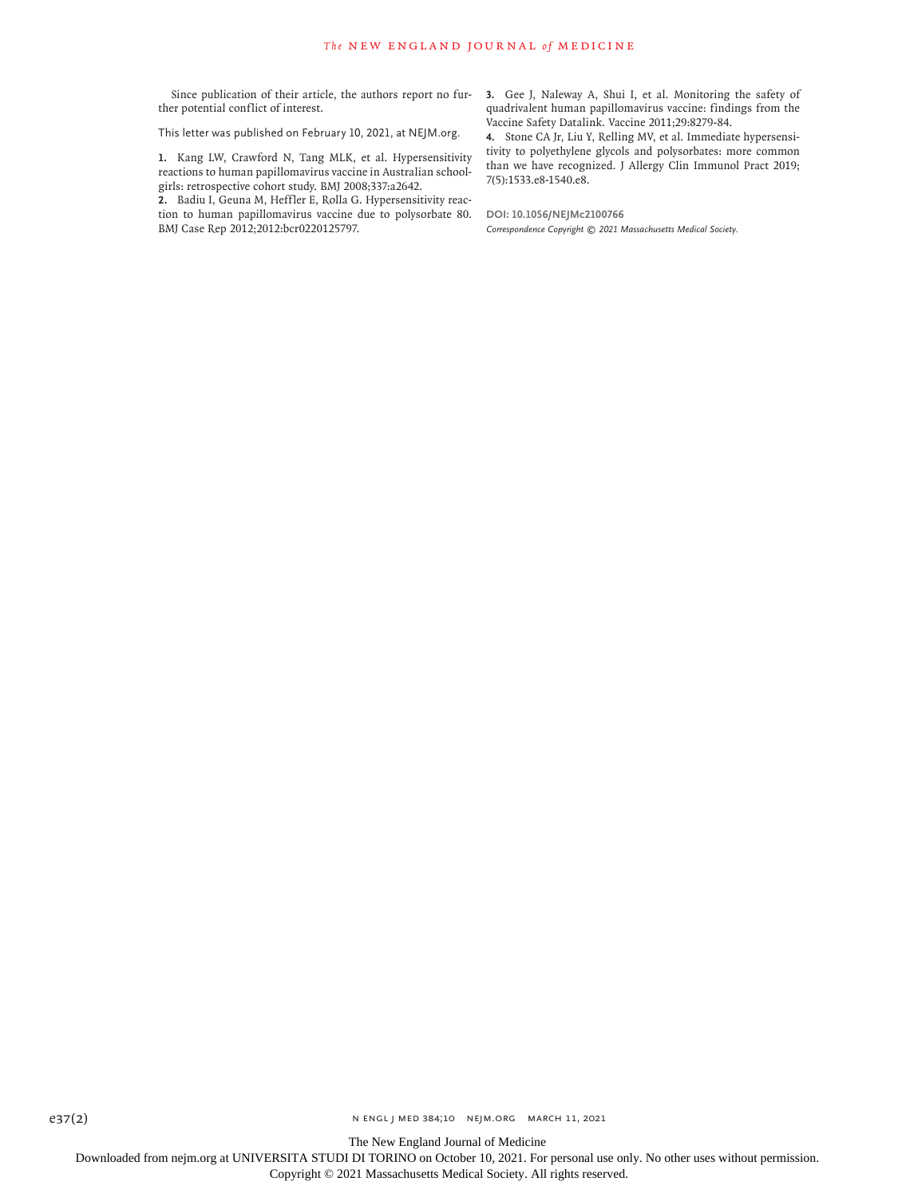Since publication of their article, the authors report no further potential conflict of interest.

This letter was published on February 10, 2021, at NEJM.org.

**1.** Kang LW, Crawford N, Tang MLK, et al. Hypersensitivity reactions to human papillomavirus vaccine in Australian schoolgirls: retrospective cohort study. BMJ 2008;337:a2642.

**2.** Badiu I, Geuna M, Heffler E, Rolla G. Hypersensitivity reaction to human papillomavirus vaccine due to polysorbate 80. BMJ Case Rep 2012;2012:bcr0220125797.

**3.** Gee J, Naleway A, Shui I, et al. Monitoring the safety of quadrivalent human papillomavirus vaccine: findings from the Vaccine Safety Datalink. Vaccine 2011;29:8279-84.

**4.** Stone CA Jr, Liu Y, Relling MV, et al. Immediate hypersensitivity to polyethylene glycols and polysorbates: more common than we have recognized. J Allergy Clin Immunol Pract 2019;7(5):1533.e8-1540.e8.

**DOI: 10.1056/NEJMc2100766**

*Correspondence Copyright © 2021 Massachusetts Medical Society.*